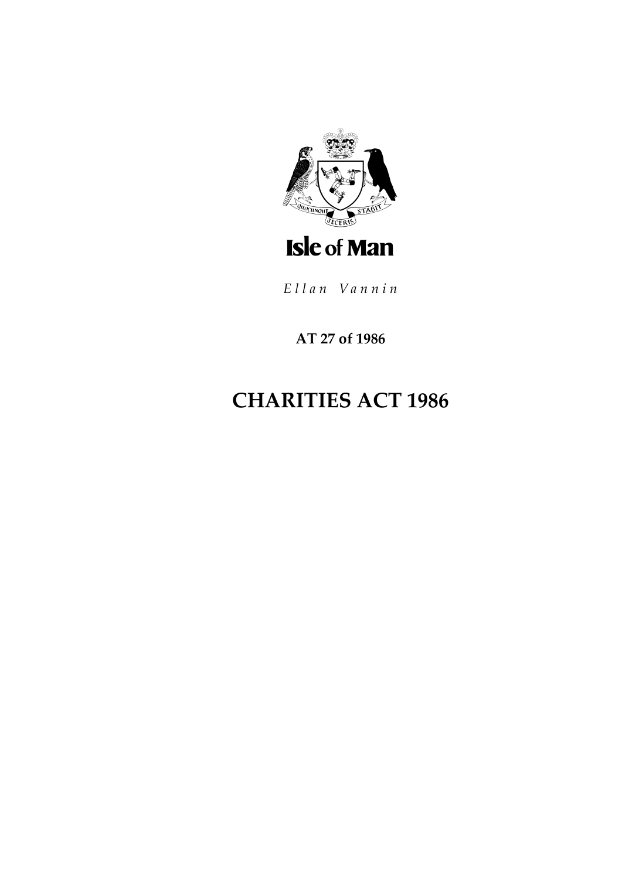Isle of Man

*Ellan Vannin*

**AT 27 of 1986**

# CHARITIES ACT 1986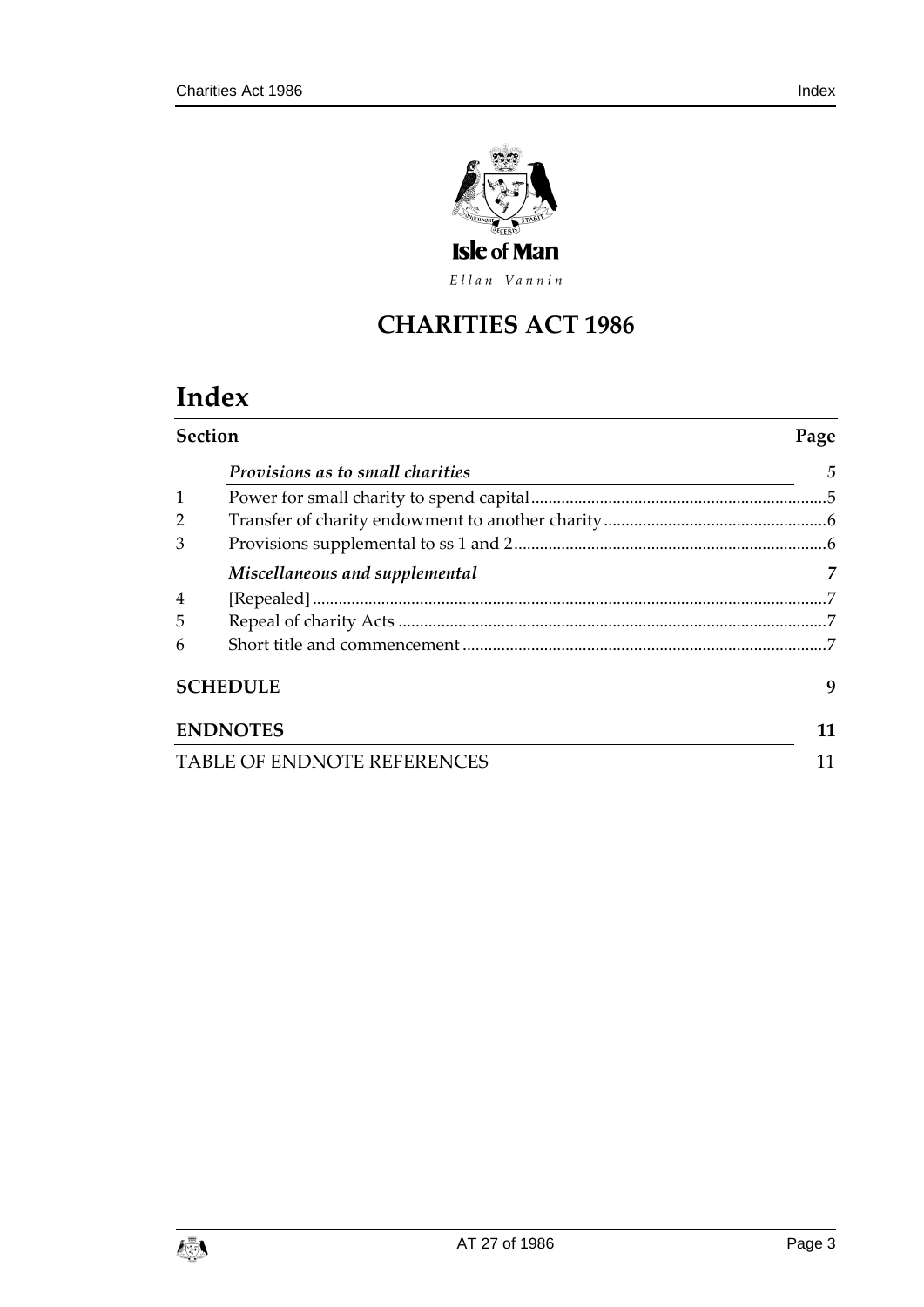Isle of Man

*Ellan Vannin*

# CHARITIES ACT 1986

# Index

| Section | | Page |
|---|---|---|
| | ***Provisions as to small charities*** | ***5*** |
| 1 | Power for small charity to spend capital | 5 |
| 2 | Transfer of charity endowment to another charity | 6 |
| 3 | Provisions supplemental to ss 1 and 2 | 6 |
| | ***Miscellaneous and supplemental*** | ***7*** |
| 4 | [Repealed] | 7 |
| 5 | Repeal of charity Acts | 7 |
| 6 | Short title and commencement | 7 |
| **SCHEDULE** | | **9** |
| **ENDNOTES** | | **11** |
| TABLE OF ENDNOTE REFERENCES | | 11 |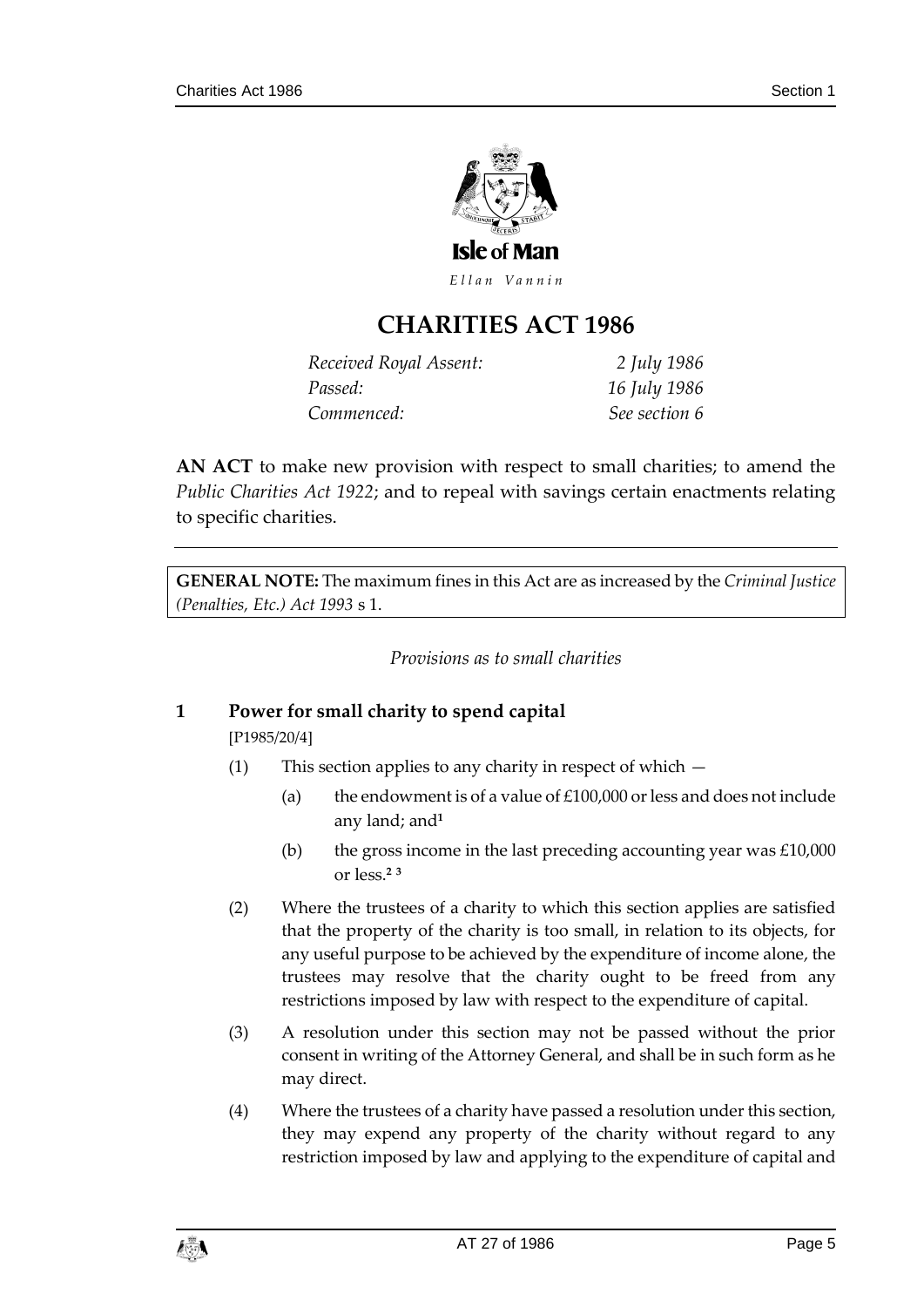# CHARITIES ACT 1986

| | |
|---|---|
| *Received Royal Assent:* | *2 July 1986* |
| *Passed:* | *16 July 1986* |
| *Commenced:* | *See section 6* |

**AN ACT** to make new provision with respect to small charities; to amend the *Public Charities Act 1922*; and to repeal with savings certain enactments relating to specific charities.

---

**GENERAL NOTE:** The maximum fines in this Act are as increased by the *Criminal Justice (Penalties, Etc.) Act 1993* s 1.

*Provisions as to small charities*

## 1 Power for small charity to spend capital

[P1985/20/4]

(1) This section applies to any charity in respect of which —

(a) the endowment is of a value of £100,000 or less and does not include any land; and[1]

(b) the gross income in the last preceding accounting year was £10,000 or less.[2] [3]

(2) Where the trustees of a charity to which this section applies are satisfied that the property of the charity is too small, in relation to its objects, for any useful purpose to be achieved by the expenditure of income alone, the trustees may resolve that the charity ought to be freed from any restrictions imposed by law with respect to the expenditure of capital.

(3) A resolution under this section may not be passed without the prior consent in writing of the Attorney General, and shall be in such form as he may direct.

(4) Where the trustees of a charity have passed a resolution under this section, they may expend any property of the charity without regard to any restriction imposed by law and applying to the expenditure of capital and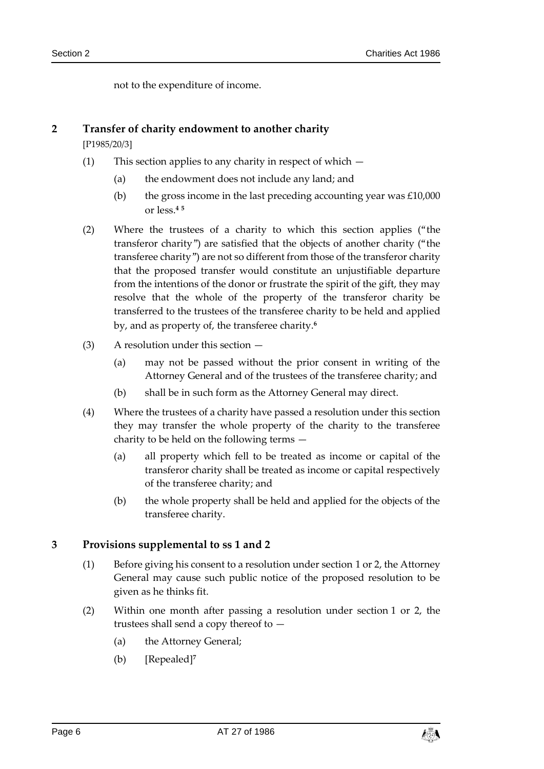not to the expenditure of income.

## 2 Transfer of charity endowment to another charity

[P1985/20/3]

(1) This section applies to any charity in respect of which —

(a) the endowment does not include any land; and

(b) the gross income in the last preceding accounting year was £10,000 or less.[4] [5]

(2) Where the trustees of a charity to which this section applies ("the transferor charity") are satisfied that the objects of another charity ("the transferee charity") are not so different from those of the transferor charity that the proposed transfer would constitute an unjustifiable departure from the intentions of the donor or frustrate the spirit of the gift, they may resolve that the whole of the property of the transferor charity be transferred to the trustees of the transferee charity to be held and applied by, and as property of, the transferee charity.[6]

(3) A resolution under this section —

(a) may not be passed without the prior consent in writing of the Attorney General and of the trustees of the transferee charity; and

(b) shall be in such form as the Attorney General may direct.

(4) Where the trustees of a charity have passed a resolution under this section they may transfer the whole property of the charity to the transferee charity to be held on the following terms —

(a) all property which fell to be treated as income or capital of the transferor charity shall be treated as income or capital respectively of the transferee charity; and

(b) the whole property shall be held and applied for the objects of the transferee charity.

## 3 Provisions supplemental to ss 1 and 2

(1) Before giving his consent to a resolution under section 1 or 2, the Attorney General may cause such public notice of the proposed resolution to be given as he thinks fit.

(2) Within one month after passing a resolution under section 1 or 2, the trustees shall send a copy thereof to —

(a) the Attorney General;

(b) [Repealed][7]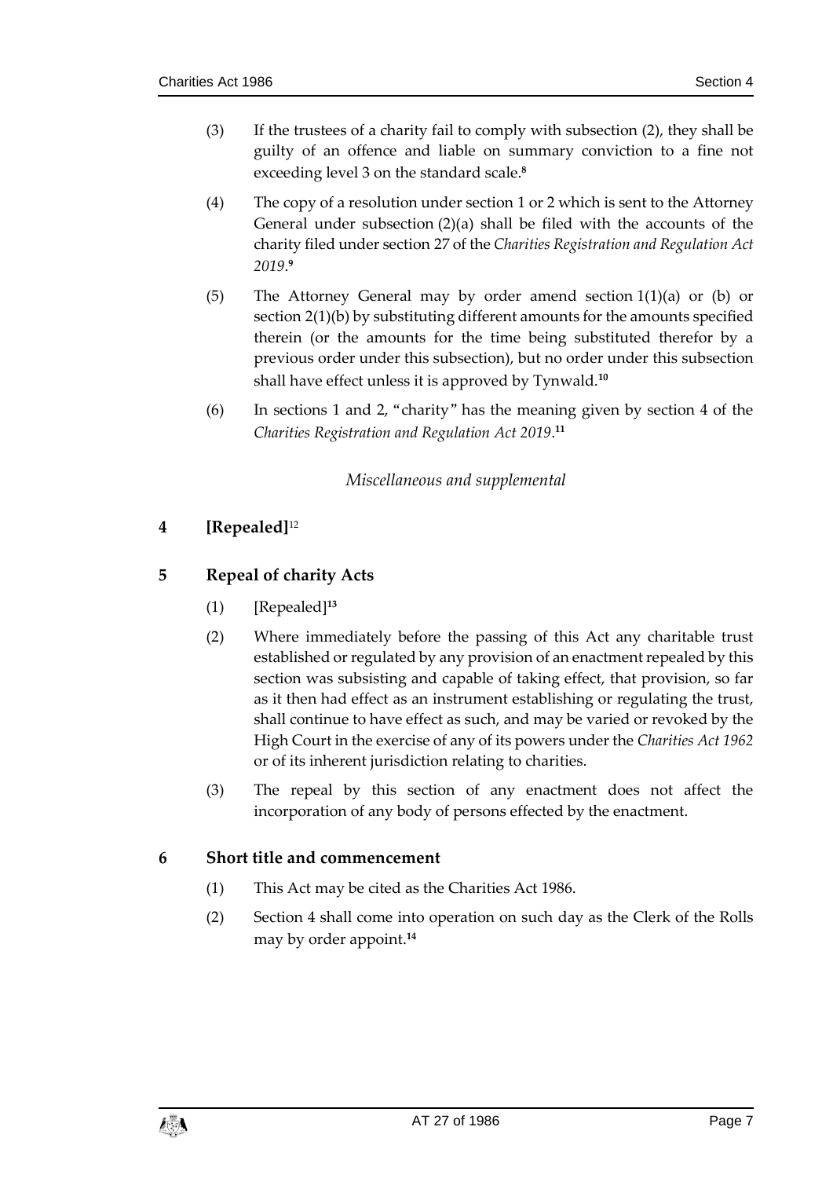(3) If the trustees of a charity fail to comply with subsection (2), they shall be guilty of an offence and liable on summary conviction to a fine not exceeding level 3 on the standard scale.[8]

(4) The copy of a resolution under section 1 or 2 which is sent to the Attorney General under subsection (2)(a) shall be filed with the accounts of the charity filed under section 27 of the *Charities Registration and Regulation Act 2019*.[9]

(5) The Attorney General may by order amend section 1(1)(a) or (b) or section 2(1)(b) by substituting different amounts for the amounts specified therein (or the amounts for the time being substituted therefor by a previous order under this subsection), but no order under this subsection shall have effect unless it is approved by Tynwald.[10]

(6) In sections 1 and 2, "charity" has the meaning given by section 4 of the *Charities Registration and Regulation Act 2019*.[11]

*Miscellaneous and supplemental*

## 4 [Repealed][12]

## 5 Repeal of charity Acts

(1) [Repealed][13]

(2) Where immediately before the passing of this Act any charitable trust established or regulated by any provision of an enactment repealed by this section was subsisting and capable of taking effect, that provision, so far as it then had effect as an instrument establishing or regulating the trust, shall continue to have effect as such, and may be varied or revoked by the High Court in the exercise of any of its powers under the *Charities Act 1962* or of its inherent jurisdiction relating to charities.

(3) The repeal by this section of any enactment does not affect the incorporation of any body of persons effected by the enactment.

## 6 Short title and commencement

(1) This Act may be cited as the Charities Act 1986.

(2) Section 4 shall come into operation on such day as the Clerk of the Rolls may by order appoint.[14]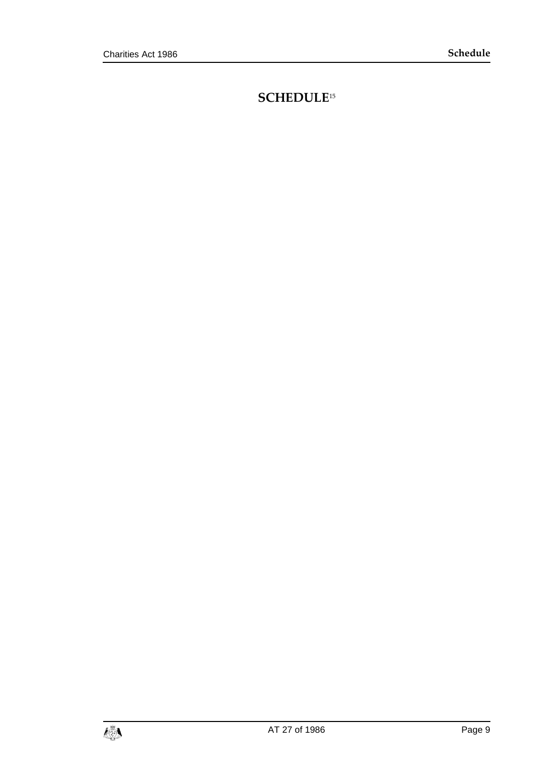# SCHEDULE[15]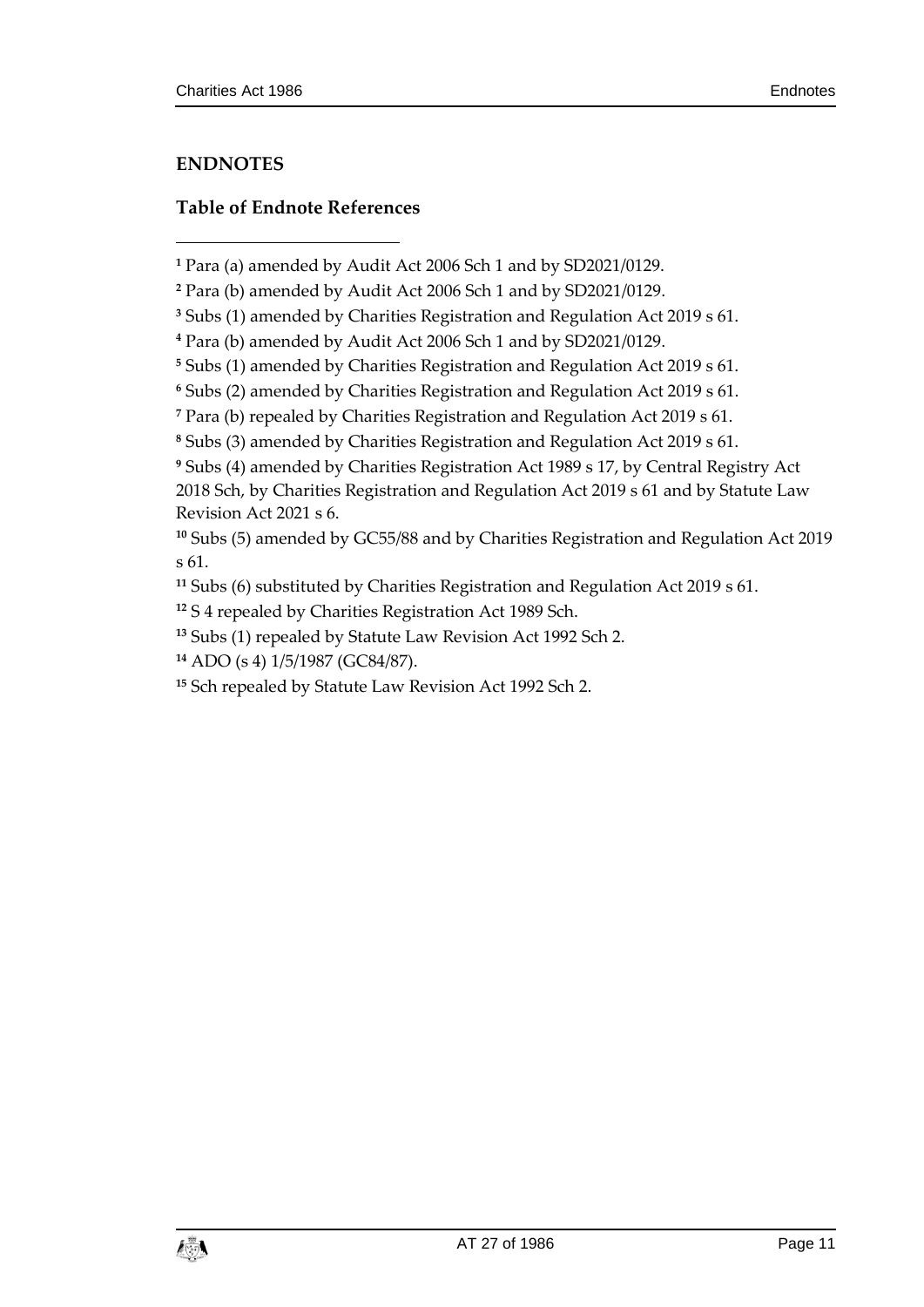## ENDNOTES

### Table of Endnote References

[1] Para (a) amended by Audit Act 2006 Sch 1 and by SD2021/0129.

[2] Para (b) amended by Audit Act 2006 Sch 1 and by SD2021/0129.

[3] Subs (1) amended by Charities Registration and Regulation Act 2019 s 61.

[4] Para (b) amended by Audit Act 2006 Sch 1 and by SD2021/0129.

[5] Subs (1) amended by Charities Registration and Regulation Act 2019 s 61.

[6] Subs (2) amended by Charities Registration and Regulation Act 2019 s 61.

[7] Para (b) repealed by Charities Registration and Regulation Act 2019 s 61.

[8] Subs (3) amended by Charities Registration and Regulation Act 2019 s 61.

[9] Subs (4) amended by Charities Registration Act 1989 s 17, by Central Registry Act 2018 Sch, by Charities Registration and Regulation Act 2019 s 61 and by Statute Law Revision Act 2021 s 6.

[10] Subs (5) amended by GC55/88 and by Charities Registration and Regulation Act 2019 s 61.

[11] Subs (6) substituted by Charities Registration and Regulation Act 2019 s 61.

[12] S 4 repealed by Charities Registration Act 1989 Sch.

[13] Subs (1) repealed by Statute Law Revision Act 1992 Sch 2.

[14] ADO (s 4) 1/5/1987 (GC84/87).

[15] Sch repealed by Statute Law Revision Act 1992 Sch 2.